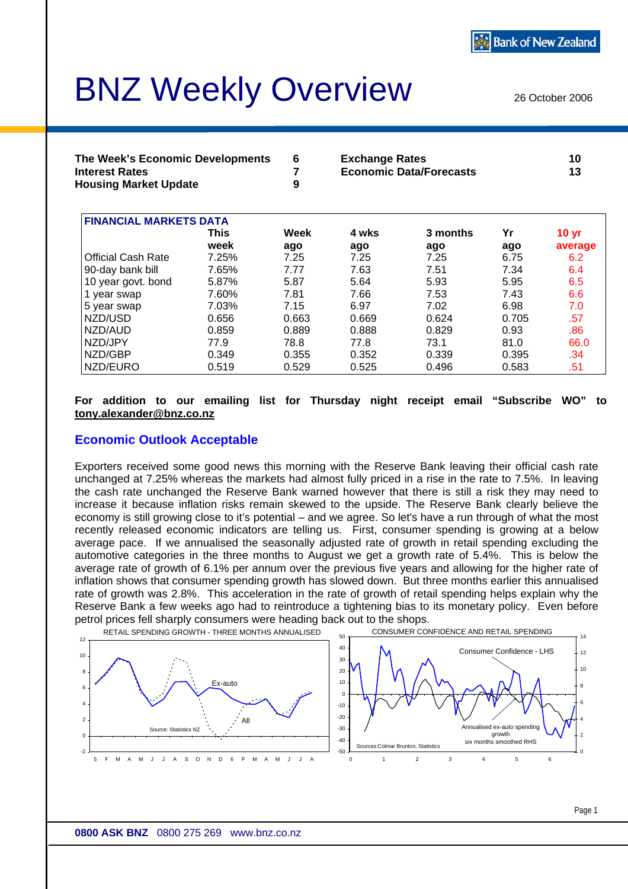# BNZ Weekly Overview

26 October 2006

| | | | | |
|---|---|---|---|---|
| **The Week's Economic Developments** | **6** | | **Exchange Rates** | **10** |
| **Interest Rates** | **7** | | **Economic Data/Forecasts** | **13** |
| **Housing Market Update** | **9** | | | |

**FINANCIAL MARKETS DATA**

| | This week | Week ago | 4 wks ago | 3 months ago | Yr ago | 10 yr average |
|---|---|---|---|---|---|---|
| Official Cash Rate | 7.25% | 7.25 | 7.25 | 7.25 | 6.75 | 6.2 |
| 90-day bank bill | 7.65% | 7.77 | 7.63 | 7.51 | 7.34 | 6.4 |
| 10 year govt. bond | 5.87% | 5.87 | 5.64 | 5.93 | 5.95 | 6.5 |
| 1 year swap | 7.60% | 7.81 | 7.66 | 7.53 | 7.43 | 6.6 |
| 5 year swap | 7.03% | 7.15 | 6.97 | 7.02 | 6.98 | 7.0 |
| NZD/USD | 0.656 | 0.663 | 0.669 | 0.624 | 0.705 | .57 |
| NZD/AUD | 0.859 | 0.889 | 0.888 | 0.829 | 0.93 | .86 |
| NZD/JPY | 77.9 | 78.8 | 77.8 | 73.1 | 81.0 | 66.0 |
| NZD/GBP | 0.349 | 0.355 | 0.352 | 0.339 | 0.395 | .34 |
| NZD/EURO | 0.519 | 0.529 | 0.525 | 0.496 | 0.583 | .51 |

**For addition to our emailing list for Thursday night receipt email "Subscribe WO" to tony.alexander@bnz.co.nz**

## Economic Outlook Acceptable

Exporters received some good news this morning with the Reserve Bank leaving their official cash rate unchanged at 7.25% whereas the markets had almost fully priced in a rise in the rate to 7.5%. In leaving the cash rate unchanged the Reserve Bank warned however that there is still a risk they may need to increase it because inflation risks remain skewed to the upside. The Reserve Bank clearly believe the economy is still growing close to it's potential – and we agree. So let's have a run through of what the most recently released economic indicators are telling us. First, consumer spending is growing at a below average pace. If we annualised the seasonally adjusted rate of growth in retail spending excluding the automotive categories in the three months to August we get a growth rate of 5.4%. This is below the average rate of growth of 6.1% per annum over the previous five years and allowing for the higher rate of inflation shows that consumer spending growth has slowed down. But three months earlier this annualised rate of growth was 2.8%. This acceleration in the rate of growth of retail spending helps explain why the Reserve Bank a few weeks ago had to reintroduce a tightening bias to its monetary policy. Even before petrol prices fell sharply consumers were heading back out to the shops.

RETAIL SPENDING GROWTH - THREE MONTHS ANNUALISED

CONSUMER CONFIDENCE AND RETAIL SPENDING

**0800 ASK BNZ** 0800 275 269 www.bnz.co.nz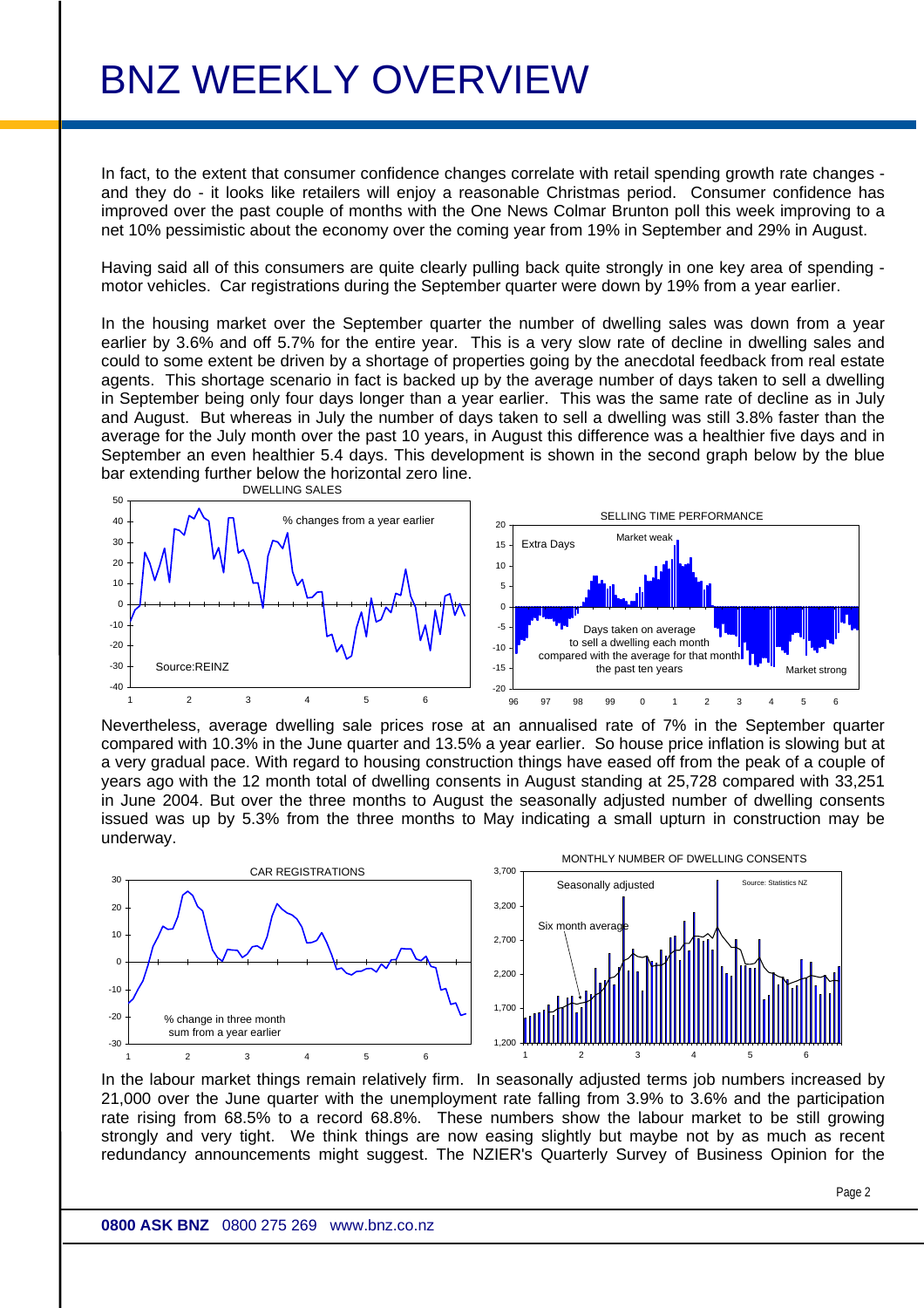# BNZ WEEKLY OVERVIEW

In fact, to the extent that consumer confidence changes correlate with retail spending growth rate changes - and they do - it looks like retailers will enjoy a reasonable Christmas period. Consumer confidence has improved over the past couple of months with the One News Colmar Brunton poll this week improving to a net 10% pessimistic about the economy over the coming year from 19% in September and 29% in August.

Having said all of this consumers are quite clearly pulling back quite strongly in one key area of spending - motor vehicles. Car registrations during the September quarter were down by 19% from a year earlier.

In the housing market over the September quarter the number of dwelling sales was down from a year earlier by 3.6% and off 5.7% for the entire year. This is a very slow rate of decline in dwelling sales and could to some extent be driven by a shortage of properties going by the anecdotal feedback from real estate agents. This shortage scenario in fact is backed up by the average number of days taken to sell a dwelling in September being only four days longer than a year earlier. This was the same rate of decline as in July and August. But whereas in July the number of days taken to sell a dwelling was still 3.8% faster than the average for the July month over the past 10 years, in August this difference was a healthier five days and in September an even healthier 5.4 days. This development is shown in the second graph below by the blue bar extending further below the horizontal zero line.

Nevertheless, average dwelling sale prices rose at an annualised rate of 7% in the September quarter compared with 10.3% in the June quarter and 13.5% a year earlier. So house price inflation is slowing but at a very gradual pace. With regard to housing construction things have eased off from the peak of a couple of years ago with the 12 month total of dwelling consents in August standing at 25,728 compared with 33,251 in June 2004. But over the three months to August the seasonally adjusted number of dwelling consents issued was up by 5.3% from the three months to May indicating a small upturn in construction may be underway.

In the labour market things remain relatively firm. In seasonally adjusted terms job numbers increased by 21,000 over the June quarter with the unemployment rate falling from 3.9% to 3.6% and the participation rate rising from 68.5% to a record 68.8%. These numbers show the labour market to be still growing strongly and very tight. We think things are now easing slightly but maybe not by as much as recent redundancy announcements might suggest. The NZIER's Quarterly Survey of Business Opinion for the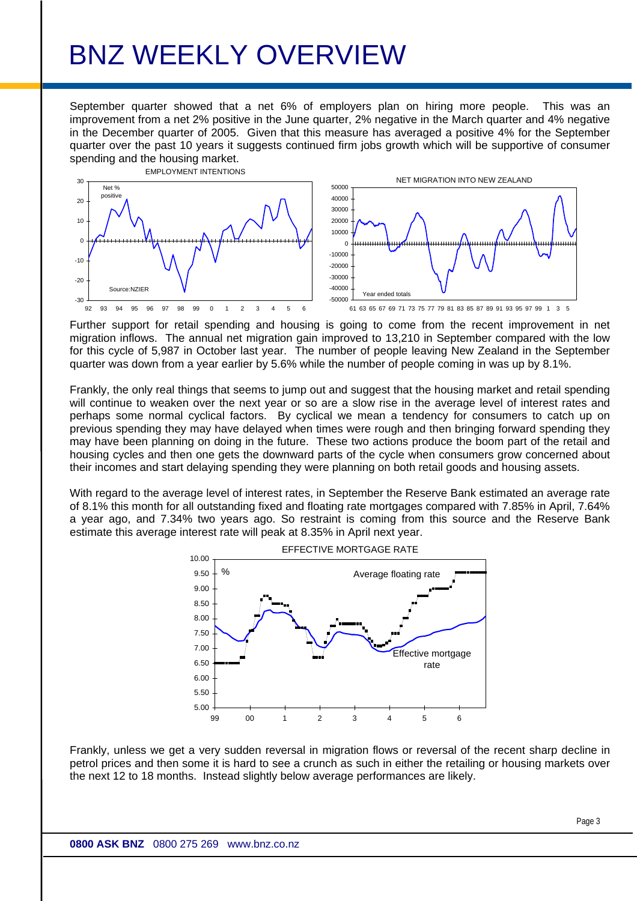# BNZ WEEKLY OVERVIEW

September quarter showed that a net 6% of employers plan on hiring more people. This was an improvement from a net 2% positive in the June quarter, 2% negative in the March quarter and 4% negative in the December quarter of 2005. Given that this measure has averaged a positive 4% for the September quarter over the past 10 years it suggests continued firm jobs growth which will be supportive of consumer spending and the housing market.

Further support for retail spending and housing is going to come from the recent improvement in net migration inflows. The annual net migration gain improved to 13,210 in September compared with the low for this cycle of 5,987 in October last year. The number of people leaving New Zealand in the September quarter was down from a year earlier by 5.6% while the number of people coming in was up by 8.1%.

Frankly, the only real things that seems to jump out and suggest that the housing market and retail spending will continue to weaken over the next year or so are a slow rise in the average level of interest rates and perhaps some normal cyclical factors. By cyclical we mean a tendency for consumers to catch up on previous spending they may have delayed when times were rough and then bringing forward spending they may have been planning on doing in the future. These two actions produce the boom part of the retail and housing cycles and then one gets the downward parts of the cycle when consumers grow concerned about their incomes and start delaying spending they were planning on both retail goods and housing assets.

With regard to the average level of interest rates, in September the Reserve Bank estimated an average rate of 8.1% this month for all outstanding fixed and floating rate mortgages compared with 7.85% in April, 7.64% a year ago, and 7.34% two years ago. So restraint is coming from this source and the Reserve Bank estimate this average interest rate will peak at 8.35% in April next year.

Frankly, unless we get a very sudden reversal in migration flows or reversal of the recent sharp decline in petrol prices and then some it is hard to see a crunch as such in either the retailing or housing markets over the next 12 to 18 months. Instead slightly below average performances are likely.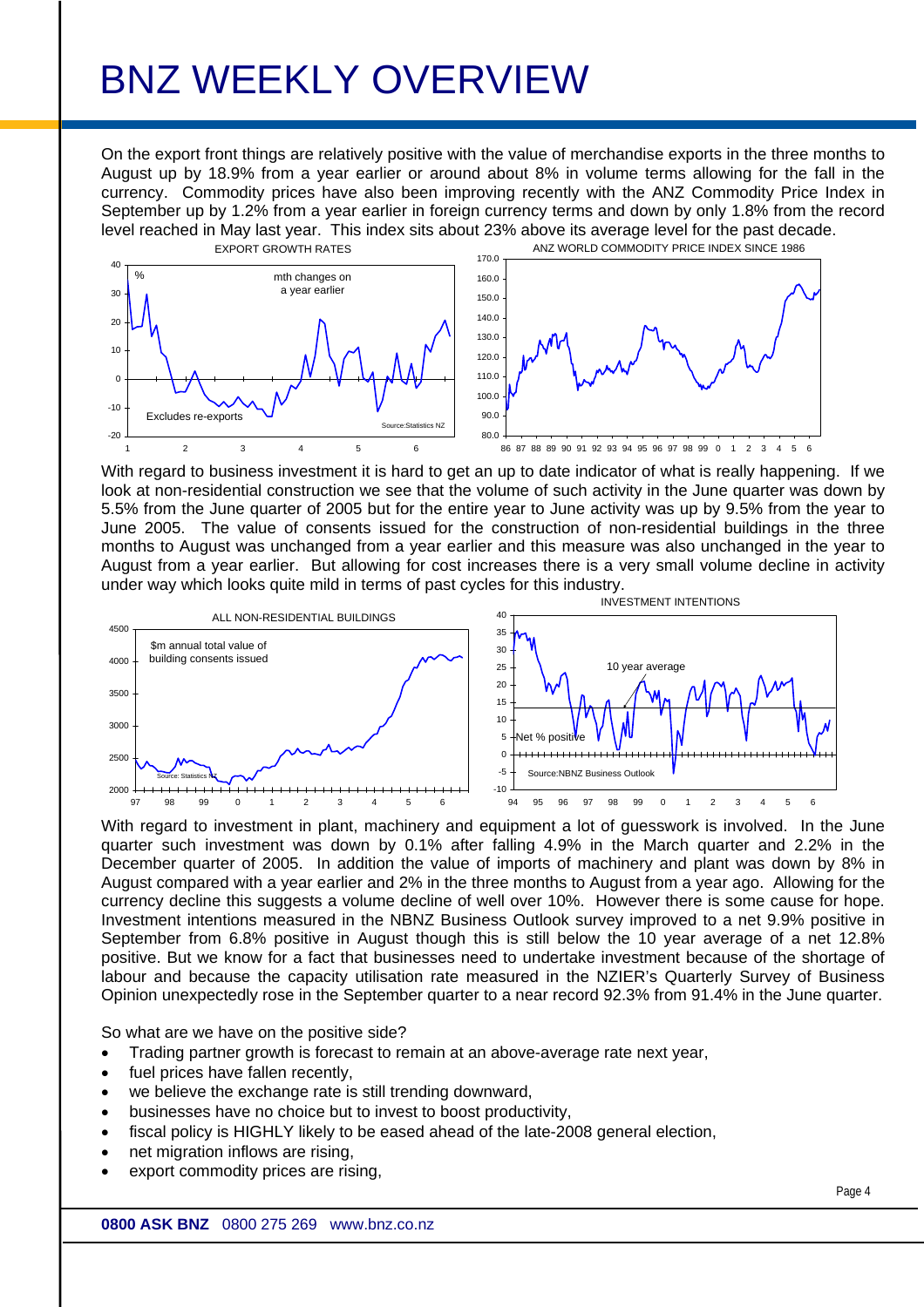On the export front things are relatively positive with the value of merchandise exports in the three months to August up by 18.9% from a year earlier or around about 8% in volume terms allowing for the fall in the currency. Commodity prices have also been improving recently with the ANZ Commodity Price Index in September up by 1.2% from a year earlier in foreign currency terms and down by only 1.8% from the record level reached in May last year. This index sits about 23% above its average level for the past decade.

With regard to business investment it is hard to get an up to date indicator of what is really happening. If we look at non-residential construction we see that the volume of such activity in the June quarter was down by 5.5% from the June quarter of 2005 but for the entire year to June activity was up by 9.5% from the year to June 2005. The value of consents issued for the construction of non-residential buildings in the three months to August was unchanged from a year earlier and this measure was also unchanged in the year to August from a year earlier. But allowing for cost increases there is a very small volume decline in activity under way which looks quite mild in terms of past cycles for this industry.

With regard to investment in plant, machinery and equipment a lot of guesswork is involved. In the June quarter such investment was down by 0.1% after falling 4.9% in the March quarter and 2.2% in the December quarter of 2005. In addition the value of imports of machinery and plant was down by 8% in August compared with a year earlier and 2% in the three months to August from a year ago. Allowing for the currency decline this suggests a volume decline of well over 10%. However there is some cause for hope. Investment intentions measured in the NBNZ Business Outlook survey improved to a net 9.9% positive in September from 6.8% positive in August though this is still below the 10 year average of a net 12.8% positive. But we know for a fact that businesses need to undertake investment because of the shortage of labour and because the capacity utilisation rate measured in the NZIER's Quarterly Survey of Business Opinion unexpectedly rose in the September quarter to a near record 92.3% from 91.4% in the June quarter.

So what are we have on the positive side?

- Trading partner growth is forecast to remain at an above-average rate next year,
- fuel prices have fallen recently,
- we believe the exchange rate is still trending downward,
- businesses have no choice but to invest to boost productivity,
- fiscal policy is HIGHLY likely to be eased ahead of the late-2008 general election,
- net migration inflows are rising,
- export commodity prices are rising,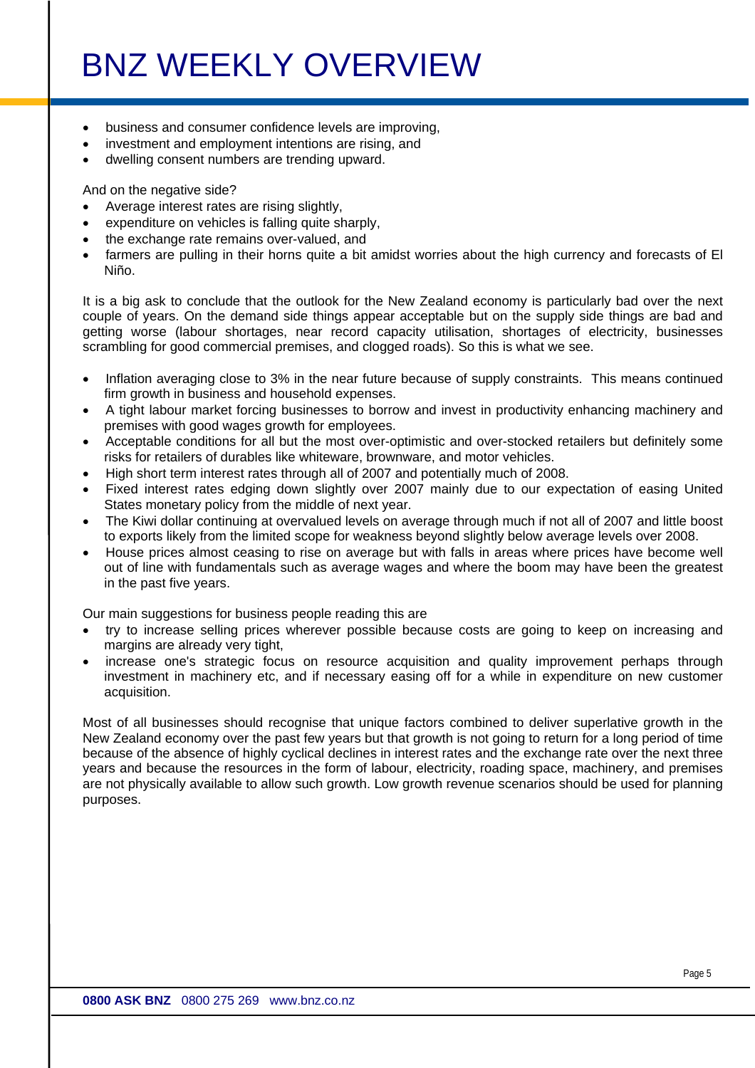- business and consumer confidence levels are improving,
- investment and employment intentions are rising, and
- dwelling consent numbers are trending upward.

And on the negative side?

- Average interest rates are rising slightly,
- expenditure on vehicles is falling quite sharply,
- the exchange rate remains over-valued, and
- farmers are pulling in their horns quite a bit amidst worries about the high currency and forecasts of El Niño.

It is a big ask to conclude that the outlook for the New Zealand economy is particularly bad over the next couple of years. On the demand side things appear acceptable but on the supply side things are bad and getting worse (labour shortages, near record capacity utilisation, shortages of electricity, businesses scrambling for good commercial premises, and clogged roads). So this is what we see.

- Inflation averaging close to 3% in the near future because of supply constraints. This means continued firm growth in business and household expenses.
- A tight labour market forcing businesses to borrow and invest in productivity enhancing machinery and premises with good wages growth for employees.
- Acceptable conditions for all but the most over-optimistic and over-stocked retailers but definitely some risks for retailers of durables like whiteware, brownware, and motor vehicles.
- High short term interest rates through all of 2007 and potentially much of 2008.
- Fixed interest rates edging down slightly over 2007 mainly due to our expectation of easing United States monetary policy from the middle of next year.
- The Kiwi dollar continuing at overvalued levels on average through much if not all of 2007 and little boost to exports likely from the limited scope for weakness beyond slightly below average levels over 2008.
- House prices almost ceasing to rise on average but with falls in areas where prices have become well out of line with fundamentals such as average wages and where the boom may have been the greatest in the past five years.

Our main suggestions for business people reading this are

- try to increase selling prices wherever possible because costs are going to keep on increasing and margins are already very tight,
- increase one's strategic focus on resource acquisition and quality improvement perhaps through investment in machinery etc, and if necessary easing off for a while in expenditure on new customer acquisition.

Most of all businesses should recognise that unique factors combined to deliver superlative growth in the New Zealand economy over the past few years but that growth is not going to return for a long period of time because of the absence of highly cyclical declines in interest rates and the exchange rate over the next three years and because the resources in the form of labour, electricity, roading space, machinery, and premises are not physically available to allow such growth. Low growth revenue scenarios should be used for planning purposes.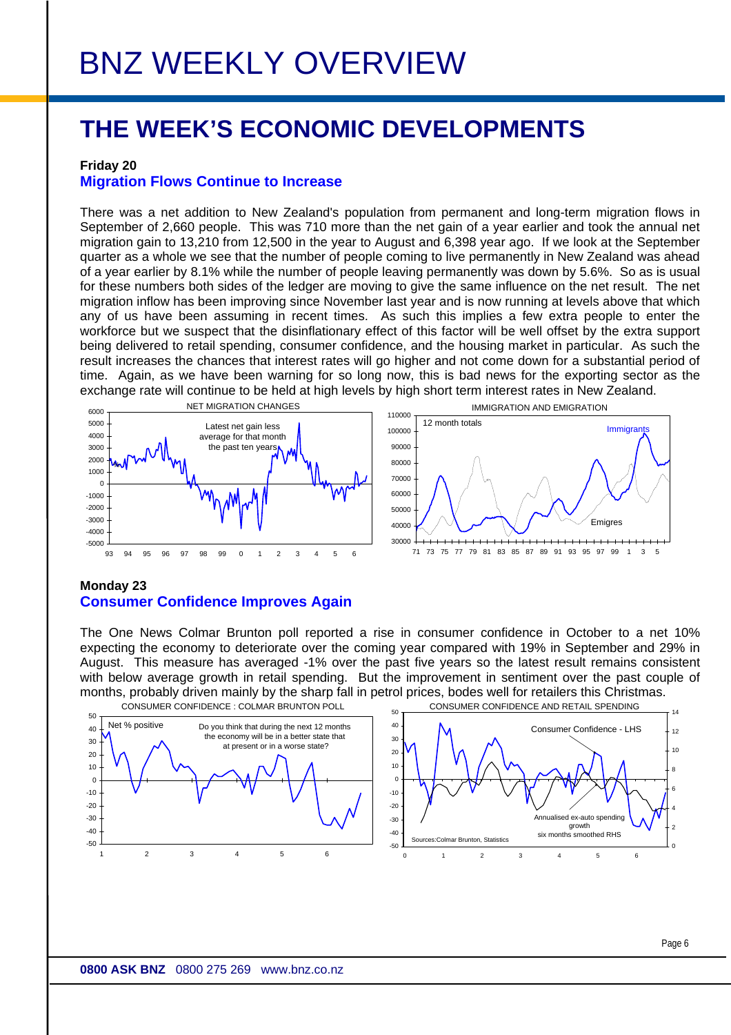# BNZ WEEKLY OVERVIEW

## THE WEEK'S ECONOMIC DEVELOPMENTS

**Friday 20**

### Migration Flows Continue to Increase

There was a net addition to New Zealand's population from permanent and long-term migration flows in September of 2,660 people. This was 710 more than the net gain of a year earlier and took the annual net migration gain to 13,210 from 12,500 in the year to August and 6,398 year ago. If we look at the September quarter as a whole we see that the number of people coming to live permanently in New Zealand was ahead of a year earlier by 8.1% while the number of people leaving permanently was down by 5.6%. So as is usual for these numbers both sides of the ledger are moving to give the same influence on the net result. The net migration inflow has been improving since November last year and is now running at levels above that which any of us have been assuming in recent times. As such this implies a few extra people to enter the workforce but we suspect that the disinflationary effect of this factor will be well offset by the extra support being delivered to retail spending, consumer confidence, and the housing market in particular. As such the result increases the chances that interest rates will go higher and not come down for a substantial period of time. Again, as we have been warning for so long now, this is bad news for the exporting sector as the exchange rate will continue to be held at high levels by high short term interest rates in New Zealand.

NET MIGRATION CHANGES — Latest net gain less average for that month the past ten years

IMMIGRATION AND EMIGRATION — 12 month totals (Immigrants, Emigres)

**Monday 23**

### Consumer Confidence Improves Again

The One News Colmar Brunton poll reported a rise in consumer confidence in October to a net 10% expecting the economy to deteriorate over the coming year compared with 19% in September and 29% in August. This measure has averaged -1% over the past five years so the latest result remains consistent with below average growth in retail spending. But the improvement in sentiment over the past couple of months, probably driven mainly by the sharp fall in petrol prices, bodes well for retailers this Christmas.

CONSUMER CONFIDENCE : COLMAR BRUNTON POLL — Net % positive — Do you think that during the next 12 months the economy will be in a better state that at present or in a worse state?

CONSUMER CONFIDENCE AND RETAIL SPENDING — Consumer Confidence - LHS; Annualised ex-auto spending growth six months smoothed RHS — Sources: Colmar Brunton, Statistics

**0800 ASK BNZ** 0800 275 269 www.bnz.co.nz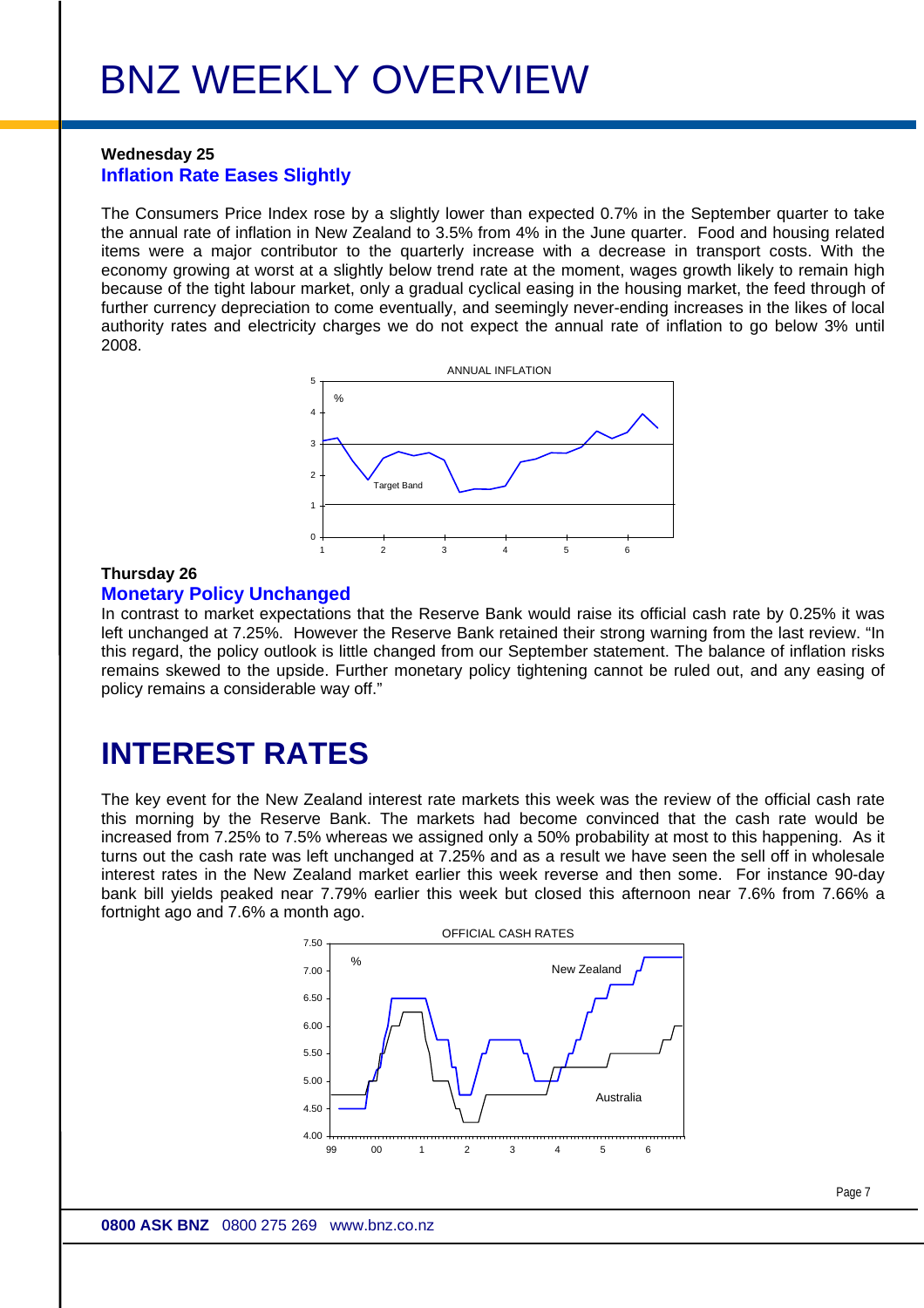# BNZ WEEKLY OVERVIEW

**Wednesday 25**

### Inflation Rate Eases Slightly

The Consumers Price Index rose by a slightly lower than expected 0.7% in the September quarter to take the annual rate of inflation in New Zealand to 3.5% from 4% in the June quarter. Food and housing related items were a major contributor to the quarterly increase with a decrease in transport costs. With the economy growing at worst at a slightly below trend rate at the moment, wages growth likely to remain high because of the tight labour market, only a gradual cyclical easing in the housing market, the feed through of further currency depreciation to come eventually, and seemingly never-ending increases in the likes of local authority rates and electricity charges we do not expect the annual rate of inflation to go below 3% until 2008.

**Thursday 26**

### Monetary Policy Unchanged

In contrast to market expectations that the Reserve Bank would raise its official cash rate by 0.25% it was left unchanged at 7.25%. However the Reserve Bank retained their strong warning from the last review. "In this regard, the policy outlook is little changed from our September statement. The balance of inflation risks remains skewed to the upside. Further monetary policy tightening cannot be ruled out, and any easing of policy remains a considerable way off."

## INTEREST RATES

The key event for the New Zealand interest rate markets this week was the review of the official cash rate this morning by the Reserve Bank. The markets had become convinced that the cash rate would be increased from 7.25% to 7.5% whereas we assigned only a 50% probability at most to this happening. As it turns out the cash rate was left unchanged at 7.25% and as a result we have seen the sell off in wholesale interest rates in the New Zealand market earlier this week reverse and then some. For instance 90-day bank bill yields peaked near 7.79% earlier this week but closed this afternoon near 7.6% from 7.66% a fortnight ago and 7.6% a month ago.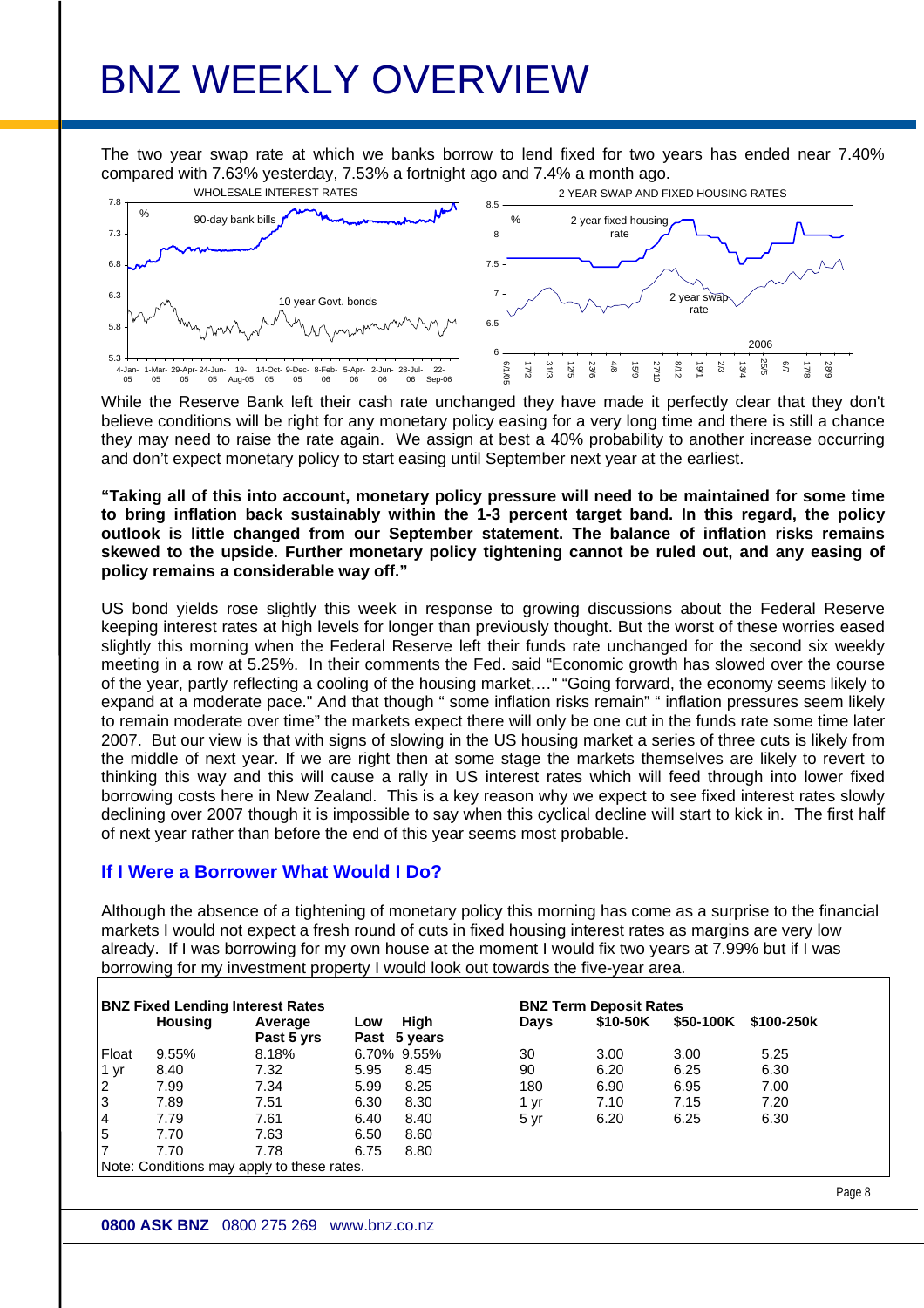# BNZ WEEKLY OVERVIEW

The two year swap rate at which we banks borrow to lend fixed for two years has ended near 7.40% compared with 7.63% yesterday, 7.53% a fortnight ago and 7.4% a month ago.

While the Reserve Bank left their cash rate unchanged they have made it perfectly clear that they don't believe conditions will be right for any monetary policy easing for a very long time and there is still a chance they may need to raise the rate again. We assign at best a 40% probability to another increase occurring and don't expect monetary policy to start easing until September next year at the earliest.

**"Taking all of this into account, monetary policy pressure will need to be maintained for some time to bring inflation back sustainably within the 1-3 percent target band. In this regard, the policy outlook is little changed from our September statement. The balance of inflation risks remains skewed to the upside. Further monetary policy tightening cannot be ruled out, and any easing of policy remains a considerable way off."**

US bond yields rose slightly this week in response to growing discussions about the Federal Reserve keeping interest rates at high levels for longer than previously thought. But the worst of these worries eased slightly this morning when the Federal Reserve left their funds rate unchanged for the second six weekly meeting in a row at 5.25%. In their comments the Fed. said "Economic growth has slowed over the course of the year, partly reflecting a cooling of the housing market,…" "Going forward, the economy seems likely to expand at a moderate pace." And that though " some inflation risks remain" " inflation pressures seem likely to remain moderate over time" the markets expect there will only be one cut in the funds rate some time later 2007. But our view is that with signs of slowing in the US housing market a series of three cuts is likely from the middle of next year. If we are right then at some stage the markets themselves are likely to revert to thinking this way and this will cause a rally in US interest rates which will feed through into lower fixed borrowing costs here in New Zealand. This is a key reason why we expect to see fixed interest rates slowly declining over 2007 though it is impossible to say when this cyclical decline will start to kick in. The first half of next year rather than before the end of this year seems most probable.

## If I Were a Borrower What Would I Do?

Although the absence of a tightening of monetary policy this morning has come as a surprise to the financial markets I would not expect a fresh round of cuts in fixed housing interest rates as margins are very low already. If I was borrowing for my own house at the moment I would fix two years at 7.99% but if I was borrowing for my investment property I would look out towards the five-year area.

**BNZ Fixed Lending Interest Rates**

| | Housing | Average Past 5 yrs | Low Past | High 5 years |
|---|---|---|---|---|
| Float | 9.55% | 8.18% | 6.70% | 9.55% |
| 1 yr | 8.40 | 7.32 | 5.95 | 8.45 |
| 2 | 7.99 | 7.34 | 5.99 | 8.25 |
| 3 | 7.89 | 7.51 | 6.30 | 8.30 |
| 4 | 7.79 | 7.61 | 6.40 | 8.40 |
| 5 | 7.70 | 7.63 | 6.50 | 8.60 |
| 7 | 7.70 | 7.78 | 6.75 | 8.80 |

Note: Conditions may apply to these rates.

**BNZ Term Deposit Rates**

| Days | $10-50K | $50-100K | $100-250k |
|---|---|---|---|
| 30 | 3.00 | 3.00 | 5.25 |
| 90 | 6.20 | 6.25 | 6.30 |
| 180 | 6.90 | 6.95 | 7.00 |
| 1 yr | 7.10 | 7.15 | 7.20 |
| 5 yr | 6.20 | 6.25 | 6.30 |

**0800 ASK BNZ** 0800 275 269 www.bnz.co.nz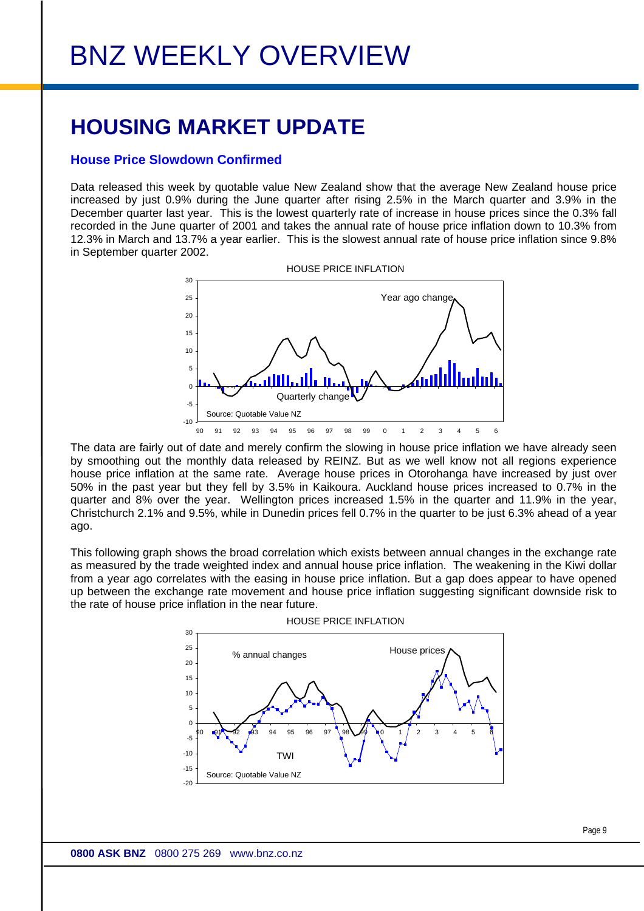// BNZ WEEKLY OVERVIEW

# HOUSING MARKET UPDATE

### House Price Slowdown Confirmed

Data released this week by quotable value New Zealand show that the average New Zealand house price increased by just 0.9% during the June quarter after rising 2.5% in the March quarter and 3.9% in the December quarter last year. This is the lowest quarterly rate of increase in house prices since the 0.3% fall recorded in the June quarter of 2001 and takes the annual rate of house price inflation down to 10.3% from 12.3% in March and 13.7% a year earlier. This is the slowest annual rate of house price inflation since 9.8% in September quarter 2002.

HOUSE PRICE INFLATION

Year ago change

Quarterly change

Source: Quotable Value NZ

The data are fairly out of date and merely confirm the slowing in house price inflation we have already seen by smoothing out the monthly data released by REINZ. But as we well know not all regions experience house price inflation at the same rate. Average house prices in Otorohanga have increased by just over 50% in the past year but they fell by 3.5% in Kaikoura. Auckland house prices increased to 0.7% in the quarter and 8% over the year. Wellington prices increased 1.5% in the quarter and 11.9% in the year, Christchurch 2.1% and 9.5%, while in Dunedin prices fell 0.7% in the quarter to be just 6.3% ahead of a year ago.

This following graph shows the broad correlation which exists between annual changes in the exchange rate as measured by the trade weighted index and annual house price inflation. The weakening in the Kiwi dollar from a year ago correlates with the easing in house price inflation. But a gap does appear to have opened up between the exchange rate movement and house price inflation suggesting significant downside risk to the rate of house price inflation in the near future.

HOUSE PRICE INFLATION

% annual changes

House prices

TWI

Source: Quotable Value NZ

**0800 ASK BNZ** 0800 275 269 www.bnz.co.nz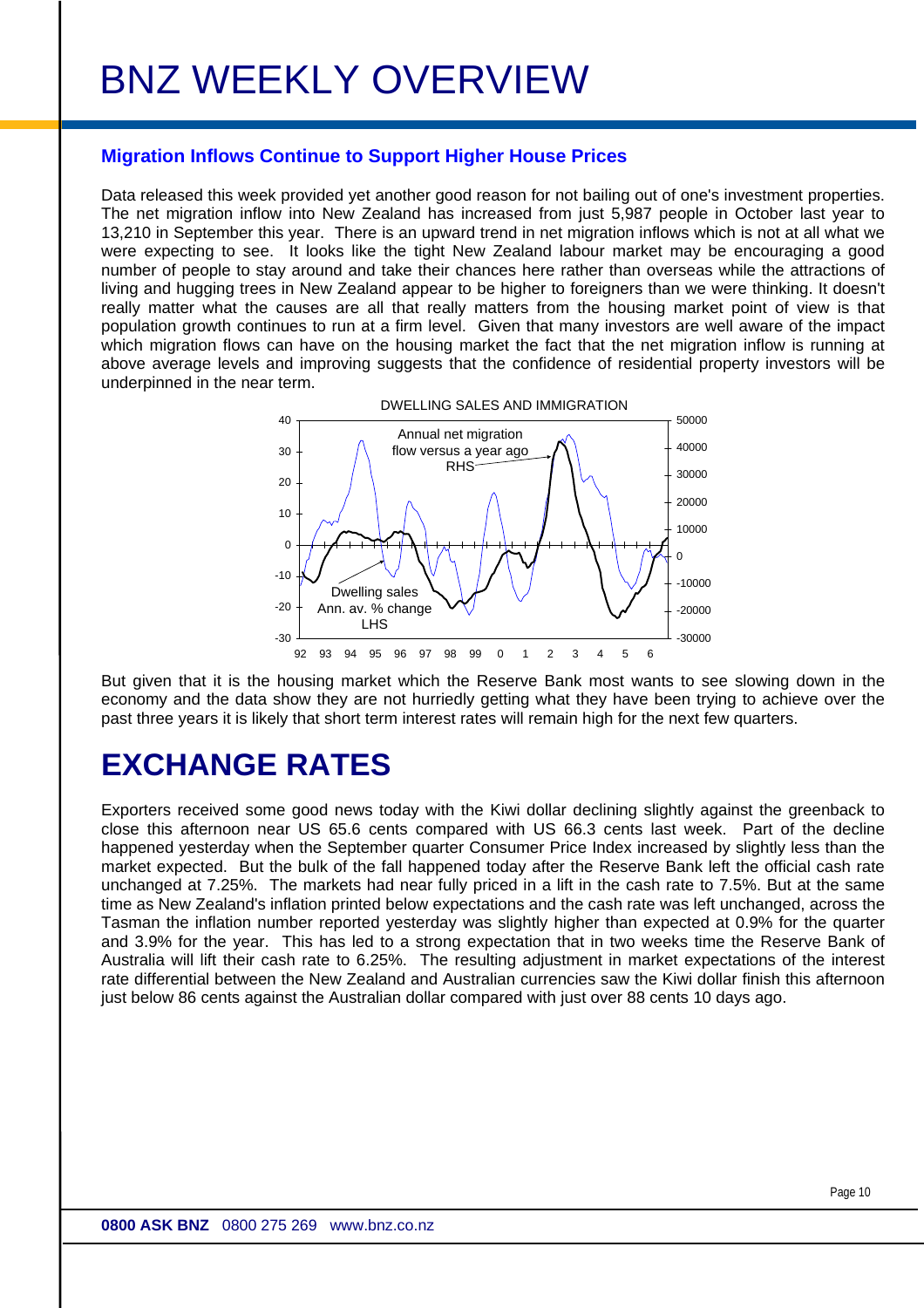# BNZ WEEKLY OVERVIEW

### Migration Inflows Continue to Support Higher House Prices

Data released this week provided yet another good reason for not bailing out of one's investment properties. The net migration inflow into New Zealand has increased from just 5,987 people in October last year to 13,210 in September this year. There is an upward trend in net migration inflows which is not at all what we were expecting to see. It looks like the tight New Zealand labour market may be encouraging a good number of people to stay around and take their chances here rather than overseas while the attractions of living and hugging trees in New Zealand appear to be higher to foreigners than we were thinking. It doesn't really matter what the causes are all that really matters from the housing market point of view is that population growth continues to run at a firm level. Given that many investors are well aware of the impact which migration flows can have on the housing market the fact that the net migration inflow is running at above average levels and improving suggests that the confidence of residential property investors will be underpinned in the near term.

DWELLING SALES AND IMMIGRATION

But given that it is the housing market which the Reserve Bank most wants to see slowing down in the economy and the data show they are not hurriedly getting what they have been trying to achieve over the past three years it is likely that short term interest rates will remain high for the next few quarters.

## EXCHANGE RATES

Exporters received some good news today with the Kiwi dollar declining slightly against the greenback to close this afternoon near US 65.6 cents compared with US 66.3 cents last week. Part of the decline happened yesterday when the September quarter Consumer Price Index increased by slightly less than the market expected. But the bulk of the fall happened today after the Reserve Bank left the official cash rate unchanged at 7.25%. The markets had near fully priced in a lift in the cash rate to 7.5%. But at the same time as New Zealand's inflation printed below expectations and the cash rate was left unchanged, across the Tasman the inflation number reported yesterday was slightly higher than expected at 0.9% for the quarter and 3.9% for the year. This has led to a strong expectation that in two weeks time the Reserve Bank of Australia will lift their cash rate to 6.25%. The resulting adjustment in market expectations of the interest rate differential between the New Zealand and Australian currencies saw the Kiwi dollar finish this afternoon just below 86 cents against the Australian dollar compared with just over 88 cents 10 days ago.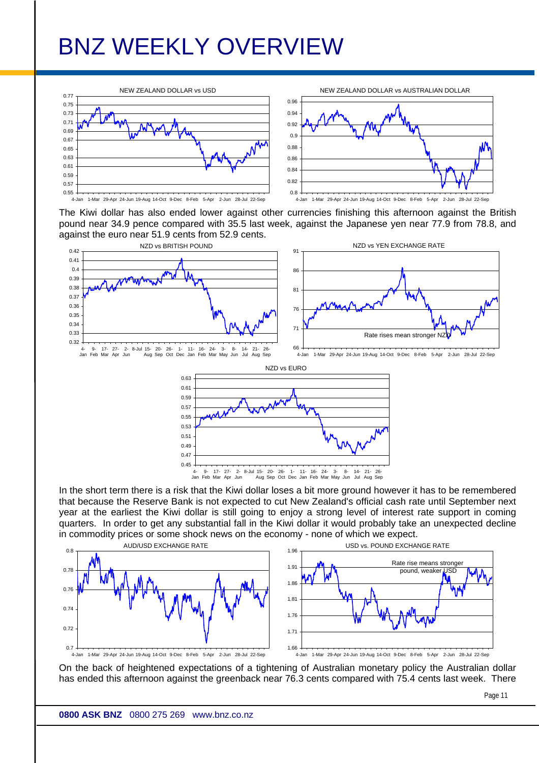# BNZ WEEKLY OVERVIEW

NEW ZEALAND DOLLAR vs USD

NEW ZEALAND DOLLAR vs AUSTRALIAN DOLLAR

The Kiwi dollar has also ended lower against other currencies finishing this afternoon against the British pound near 34.9 pence compared with 35.5 last week, against the Japanese yen near 77.9 from 78.8, and against the euro near 51.9 cents from 52.9 cents.

NZD vs BRITISH POUND

NZD vs YEN EXCHANGE RATE

Rate rises mean stronger NZD

NZD vs EURO

In the short term there is a risk that the Kiwi dollar loses a bit more ground however it has to be remembered that because the Reserve Bank is not expected to cut New Zealand's official cash rate until September next year at the earliest the Kiwi dollar is still going to enjoy a strong level of interest rate support in coming quarters. In order to get any substantial fall in the Kiwi dollar it would probably take an unexpected decline in commodity prices or some shock news on the economy - none of which we expect.

AUD/USD EXCHANGE RATE

USD vs. POUND EXCHANGE RATE

Rate rise means stronger pound, weaker USD

On the back of heightened expectations of a tightening of Australian monetary policy the Australian dollar has ended this afternoon against the greenback near 76.3 cents compared with 75.4 cents last week. There

**0800 ASK BNZ** 0800 275 269 www.bnz.co.nz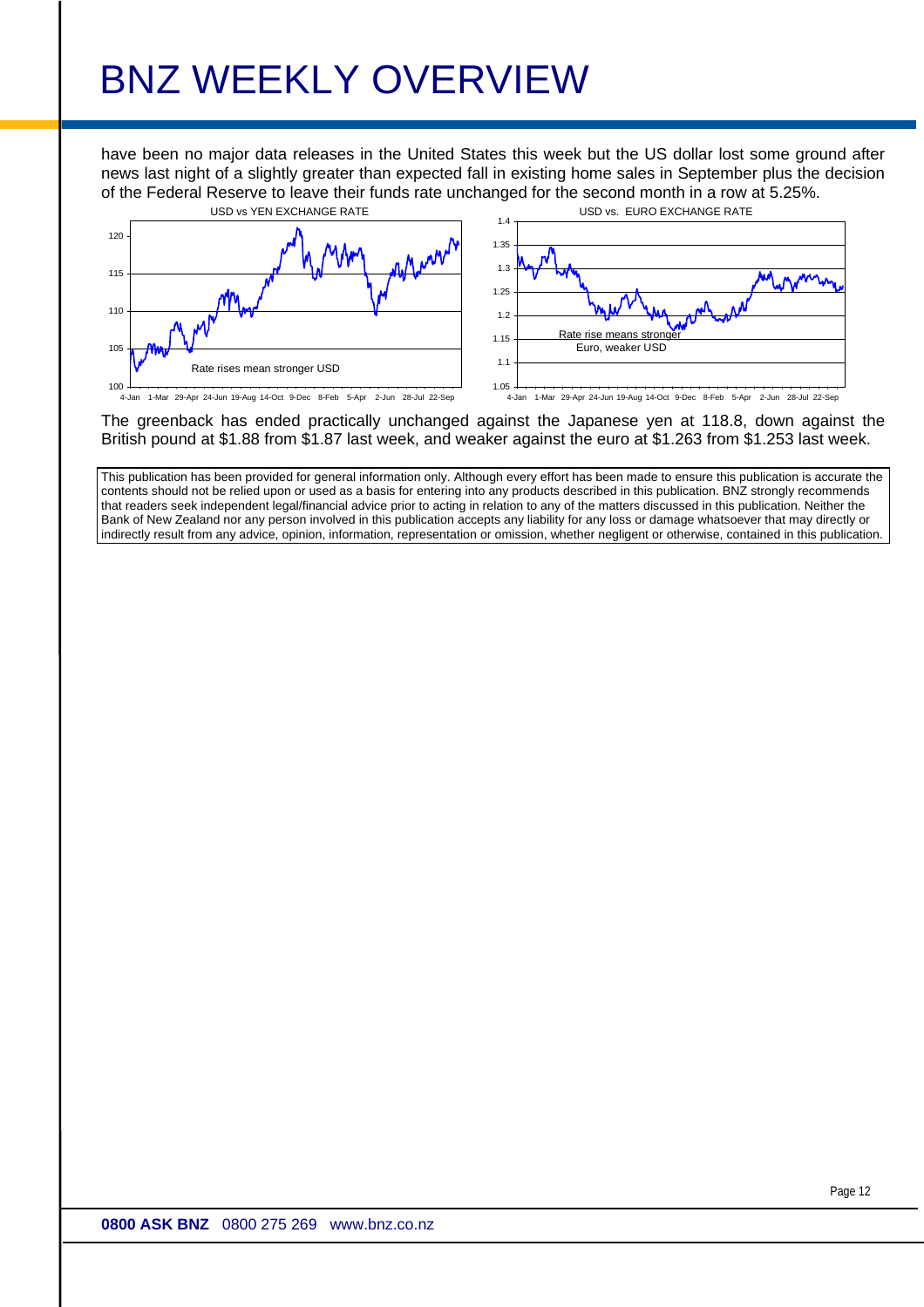have been no major data releases in the United States this week but the US dollar lost some ground after news last night of a slightly greater than expected fall in existing home sales in September plus the decision of the Federal Reserve to leave their funds rate unchanged for the second month in a row at 5.25%.

USD vs YEN EXCHANGE RATE

Rate rises mean stronger USD

USD vs. EURO EXCHANGE RATE

Rate rise means stronger Euro, weaker USD

The greenback has ended practically unchanged against the Japanese yen at 118.8, down against the British pound at $1.88 from $1.87 last week, and weaker against the euro at $1.263 from $1.253 last week.

This publication has been provided for general information only. Although every effort has been made to ensure this publication is accurate the contents should not be relied upon or used as a basis for entering into any products described in this publication. BNZ strongly recommends that readers seek independent legal/financial advice prior to acting in relation to any of the matters discussed in this publication. Neither the Bank of New Zealand nor any person involved in this publication accepts any liability for any loss or damage whatsoever that may directly or indirectly result from any advice, opinion, information, representation or omission, whether negligent or otherwise, contained in this publication.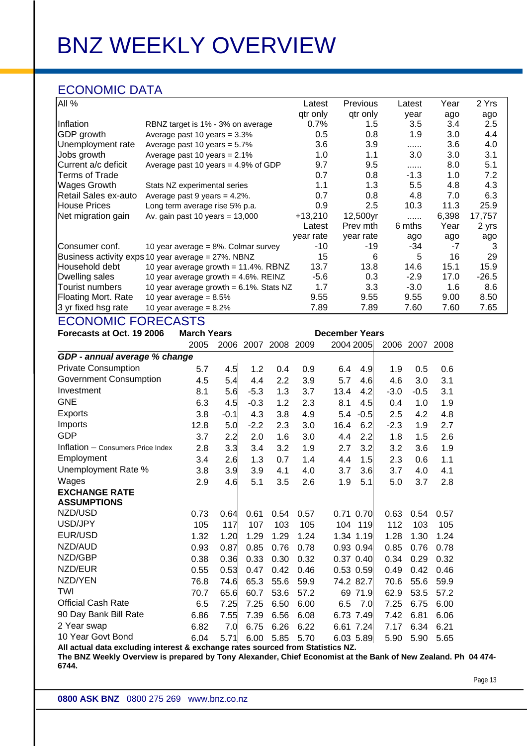# BNZ WEEKLY OVERVIEW

## ECONOMIC DATA

| All % | | Latest qtr only | Previous qtr only | Latest year | Year ago | 2 Yrs ago |
|---|---|---|---|---|---|---|
| Inflation | RBNZ target is 1% - 3% on average | 0.7% | 1.5 | 3.5 | 3.4 | 2.5 |
| GDP growth | Average past 10 years = 3.3% | 0.5 | 0.8 | 1.9 | 3.0 | 4.4 |
| Unemployment rate | Average past 10 years = 5.7% | 3.6 | 3.9 | ...... | 3.6 | 4.0 |
| Jobs growth | Average past 10 years = 2.1% | 1.0 | 1.1 | 3.0 | 3.0 | 3.1 |
| Current a/c deficit | Average past 10 years = 4.9% of GDP | 9.7 | 9.5 | ...... | 8.0 | 5.1 |
| Terms of Trade | | 0.7 | 0.8 | -1.3 | 1.0 | 7.2 |
| Wages Growth | Stats NZ experimental series | 1.1 | 1.3 | 5.5 | 4.8 | 4.3 |
| Retail Sales ex-auto | Average past 9 years = 4.2%. | 0.7 | 0.8 | 4.8 | 7.0 | 6.3 |
| House Prices | Long term average rise 5% p.a. | 0.9 | 2.5 | 10.3 | 11.3 | 25.9 |
| Net migration gain | Av. gain past 10 years = 13,000 | +13,210 | 12,500yr | ...... | 6,398 | 17,757 |
| | | Latest year rate | Prev mth year rate | 6 mths ago | Year ago | 2 yrs ago |
| Consumer conf. | 10 year average = 8%. Colmar survey | -10 | -19 | -34 | -7 | 3 |
| Business activity exps | 10 year average = 27%. NBNZ | 15 | 6 | 5 | 16 | 29 |
| Household debt | 10 year average growth = 11.4%. RBNZ | 13.7 | 13.8 | 14.6 | 15.1 | 15.9 |
| Dwelling sales | 10 year average growth = 4.6%. REINZ | -5.6 | 0.3 | -2.9 | 17.0 | -26.5 |
| Tourist numbers | 10 year average growth = 6.1%. Stats NZ | 1.7 | 3.3 | -3.0 | 1.6 | 8.6 |
| Floating Mort. Rate | 10 year average = 8.5% | 9.55 | 9.55 | 9.55 | 9.00 | 8.50 |
| 3 yr fixed hsg rate | 10 year average = 8.2% | 7.89 | 7.89 | 7.60 | 7.60 | 7.65 |

## ECONOMIC FORECASTS

| Forecasts at Oct. 19 2006 | March Years | | | | | December Years | | | | |
|---|---|---|---|---|---|---|---|---|---|---|
| | 2005 | 2006 | 2007 | 2008 | 2009 | 2004 | 2005 | 2006 | 2007 | 2008 |
| ***GDP - annual average % change*** | | | | | | | | | | |
| Private Consumption | 5.7 | 4.5 | 1.2 | 0.4 | 0.9 | 6.4 | 4.9 | 1.9 | 0.5 | 0.6 |
| Government Consumption | 4.5 | 5.4 | 4.4 | 2.2 | 3.9 | 5.7 | 4.6 | 4.6 | 3.0 | 3.1 |
| Investment | 8.1 | 5.6 | -5.3 | 1.3 | 3.7 | 13.4 | 4.2 | -3.0 | -0.5 | 3.1 |
| GNE | 6.3 | 4.5 | -0.3 | 1.2 | 2.3 | 8.1 | 4.5 | 0.4 | 1.0 | 1.9 |
| Exports | 3.8 | -0.1 | 4.3 | 3.8 | 4.9 | 5.4 | -0.5 | 2.5 | 4.2 | 4.8 |
| Imports | 12.8 | 5.0 | -2.2 | 2.3 | 3.0 | 16.4 | 6.2 | -2.3 | 1.9 | 2.7 |
| GDP | 3.7 | 2.2 | 2.0 | 1.6 | 3.0 | 4.4 | 2.2 | 1.8 | 1.5 | 2.6 |
| Inflation – Consumers Price Index | 2.8 | 3.3 | 3.4 | 3.2 | 1.9 | 2.7 | 3.2 | 3.2 | 3.6 | 1.9 |
| Employment | 3.4 | 2.6 | 1.3 | 0.7 | 1.4 | 4.4 | 1.5 | 2.3 | 0.6 | 1.1 |
| Unemployment Rate % | 3.8 | 3.9 | 3.9 | 4.1 | 4.0 | 3.7 | 3.6 | 3.7 | 4.0 | 4.1 |
| Wages | 2.9 | 4.6 | 5.1 | 3.5 | 2.6 | 1.9 | 5.1 | 5.0 | 3.7 | 2.8 |
| **EXCHANGE RATE ASSUMPTIONS** | | | | | | | | | | |
| NZD/USD | 0.73 | 0.64 | 0.61 | 0.54 | 0.57 | 0.71 | 0.70 | 0.63 | 0.54 | 0.57 |
| USD/JPY | 105 | 117 | 107 | 103 | 105 | 104 | 119 | 112 | 103 | 105 |
| EUR/USD | 1.32 | 1.20 | 1.29 | 1.29 | 1.24 | 1.34 | 1.19 | 1.28 | 1.30 | 1.24 |
| NZD/AUD | 0.93 | 0.87 | 0.85 | 0.76 | 0.78 | 0.93 | 0.94 | 0.85 | 0.76 | 0.78 |
| NZD/GBP | 0.38 | 0.36 | 0.33 | 0.30 | 0.32 | 0.37 | 0.40 | 0.34 | 0.29 | 0.32 |
| NZD/EUR | 0.55 | 0.53 | 0.47 | 0.42 | 0.46 | 0.53 | 0.59 | 0.49 | 0.42 | 0.46 |
| NZD/YEN | 76.8 | 74.6 | 65.3 | 55.6 | 59.9 | 74.2 | 82.7 | 70.6 | 55.6 | 59.9 |
| TWI | 70.7 | 65.6 | 60.7 | 53.6 | 57.2 | 69 | 71.9 | 62.9 | 53.5 | 57.2 |
| Official Cash Rate | 6.5 | 7.25 | 7.25 | 6.50 | 6.00 | 6.5 | 7.0 | 7.25 | 6.75 | 6.00 |
| 90 Day Bank Bill Rate | 6.86 | 7.55 | 7.39 | 6.56 | 6.08 | 6.73 | 7.49 | 7.42 | 6.81 | 6.06 |
| 2 Year swap | 6.82 | 7.0 | 6.75 | 6.26 | 6.22 | 6.61 | 7.24 | 7.17 | 6.34 | 6.21 |
| 10 Year Govt Bond | 6.04 | 5.71 | 6.00 | 5.85 | 5.70 | 6.03 | 5.89 | 5.90 | 5.90 | 5.65 |

**All actual data excluding interest & exchange rates sourced from Statistics NZ.**

**The BNZ Weekly Overview is prepared by Tony Alexander, Chief Economist at the Bank of New Zealand. Ph 04 474-6744.**

**0800 ASK BNZ** 0800 275 269 www.bnz.co.nz